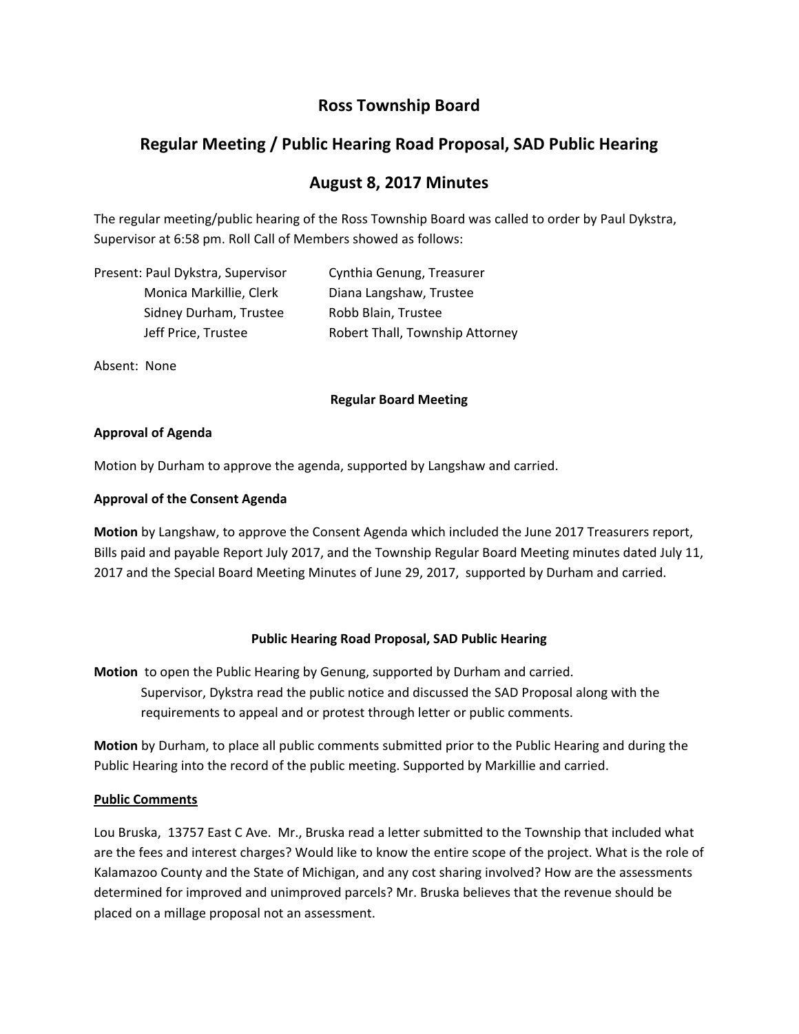# Ross Township Board

## Regular Meeting / Public Hearing Road Proposal, SAD Public Hearing

## August 8, 2017 Minutes

The regular meeting/public hearing of the Ross Township Board was called to order by Paul Dykstra, Supervisor at 6:58 pm. Roll Call of Members showed as follows:

Present: Paul Dykstra, Supervisor
Cynthia Genung, Treasurer
Monica Markillie, Clerk
Diana Langshaw, Trustee
Sidney Durham, Trustee
Robb Blain, Trustee
Jeff Price, Trustee
Robert Thall, Township Attorney

Absent: None

**Regular Board Meeting**

**Approval of Agenda**

Motion by Durham to approve the agenda, supported by Langshaw and carried.

**Approval of the Consent Agenda**

**Motion** by Langshaw, to approve the Consent Agenda which included the June 2017 Treasurers report, Bills paid and payable Report July 2017, and the Township Regular Board Meeting minutes dated July 11, 2017 and the Special Board Meeting Minutes of June 29, 2017, supported by Durham and carried.

**Public Hearing Road Proposal, SAD Public Hearing**

**Motion** to open the Public Hearing by Genung, supported by Durham and carried.
Supervisor, Dykstra read the public notice and discussed the SAD Proposal along with the requirements to appeal and or protest through letter or public comments.

**Motion** by Durham, to place all public comments submitted prior to the Public Hearing and during the Public Hearing into the record of the public meeting. Supported by Markillie and carried.

**Public Comments**

Lou Bruska, 13757 East C Ave. Mr., Bruska read a letter submitted to the Township that included what are the fees and interest charges? Would like to know the entire scope of the project. What is the role of Kalamazoo County and the State of Michigan, and any cost sharing involved? How are the assessments determined for improved and unimproved parcels? Mr. Bruska believes that the revenue should be placed on a millage proposal not an assessment.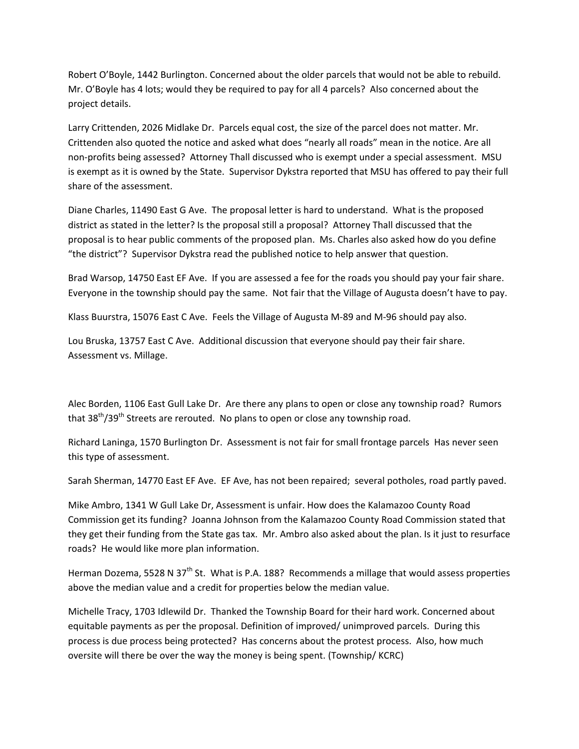Robert O'Boyle, 1442 Burlington. Concerned about the older parcels that would not be able to rebuild. Mr. O'Boyle has 4 lots; would they be required to pay for all 4 parcels? Also concerned about the project details.

Larry Crittenden, 2026 Midlake Dr. Parcels equal cost, the size of the parcel does not matter. Mr. Crittenden also quoted the notice and asked what does "nearly all roads" mean in the notice. Are all non-profits being assessed? Attorney Thall discussed who is exempt under a special assessment. MSU is exempt as it is owned by the State. Supervisor Dykstra reported that MSU has offered to pay their full share of the assessment.

Diane Charles, 11490 East G Ave. The proposal letter is hard to understand. What is the proposed district as stated in the letter? Is the proposal still a proposal? Attorney Thall discussed that the proposal is to hear public comments of the proposed plan. Ms. Charles also asked how do you define "the district"? Supervisor Dykstra read the published notice to help answer that question.

Brad Warsop, 14750 East EF Ave. If you are assessed a fee for the roads you should pay your fair share. Everyone in the township should pay the same. Not fair that the Village of Augusta doesn't have to pay.

Klass Buurstra, 15076 East C Ave. Feels the Village of Augusta M-89 and M-96 should pay also.

Lou Bruska, 13757 East C Ave. Additional discussion that everyone should pay their fair share. Assessment vs. Millage.

Alec Borden, 1106 East Gull Lake Dr. Are there any plans to open or close any township road? Rumors that 38th/39th Streets are rerouted. No plans to open or close any township road.

Richard Laninga, 1570 Burlington Dr. Assessment is not fair for small frontage parcels Has never seen this type of assessment.

Sarah Sherman, 14770 East EF Ave. EF Ave, has not been repaired; several potholes, road partly paved.

Mike Ambro, 1341 W Gull Lake Dr, Assessment is unfair. How does the Kalamazoo County Road Commission get its funding? Joanna Johnson from the Kalamazoo County Road Commission stated that they get their funding from the State gas tax. Mr. Ambro also asked about the plan. Is it just to resurface roads? He would like more plan information.

Herman Dozema, 5528 N 37th St. What is P.A. 188? Recommends a millage that would assess properties above the median value and a credit for properties below the median value.

Michelle Tracy, 1703 Idlewild Dr. Thanked the Township Board for their hard work. Concerned about equitable payments as per the proposal. Definition of improved/ unimproved parcels. During this process is due process being protected? Has concerns about the protest process. Also, how much oversite will there be over the way the money is being spent. (Township/ KCRC)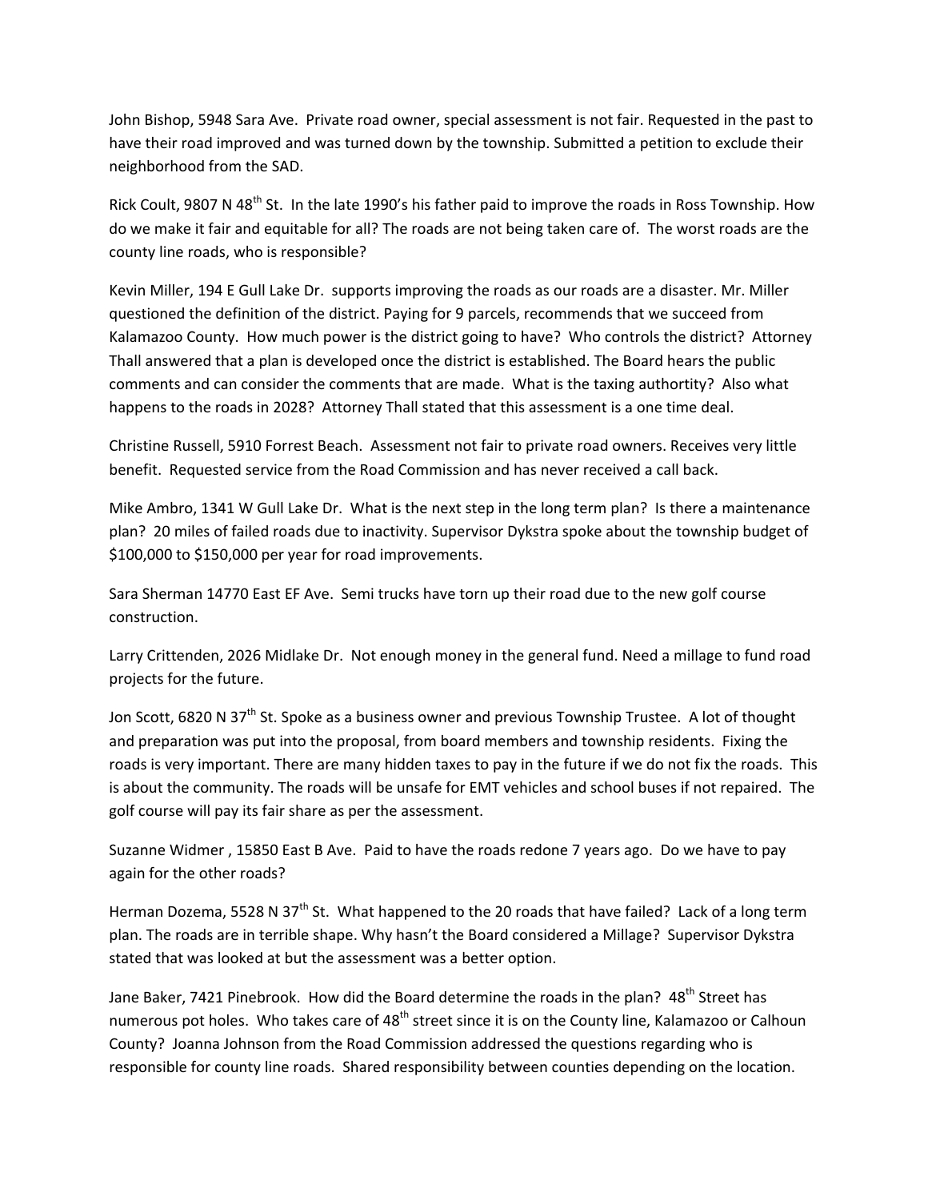John Bishop, 5948 Sara Ave. Private road owner, special assessment is not fair. Requested in the past to have their road improved and was turned down by the township. Submitted a petition to exclude their neighborhood from the SAD.

Rick Coult, 9807 N 48th St. In the late 1990's his father paid to improve the roads in Ross Township. How do we make it fair and equitable for all? The roads are not being taken care of. The worst roads are the county line roads, who is responsible?

Kevin Miller, 194 E Gull Lake Dr. supports improving the roads as our roads are a disaster. Mr. Miller questioned the definition of the district. Paying for 9 parcels, recommends that we succeed from Kalamazoo County. How much power is the district going to have? Who controls the district? Attorney Thall answered that a plan is developed once the district is established. The Board hears the public comments and can consider the comments that are made. What is the taxing authortity? Also what happens to the roads in 2028? Attorney Thall stated that this assessment is a one time deal.

Christine Russell, 5910 Forrest Beach. Assessment not fair to private road owners. Receives very little benefit. Requested service from the Road Commission and has never received a call back.

Mike Ambro, 1341 W Gull Lake Dr. What is the next step in the long term plan? Is there a maintenance plan? 20 miles of failed roads due to inactivity. Supervisor Dykstra spoke about the township budget of $100,000 to $150,000 per year for road improvements.

Sara Sherman 14770 East EF Ave. Semi trucks have torn up their road due to the new golf course construction.

Larry Crittenden, 2026 Midlake Dr. Not enough money in the general fund. Need a millage to fund road projects for the future.

Jon Scott, 6820 N 37th St. Spoke as a business owner and previous Township Trustee. A lot of thought and preparation was put into the proposal, from board members and township residents. Fixing the roads is very important. There are many hidden taxes to pay in the future if we do not fix the roads. This is about the community. The roads will be unsafe for EMT vehicles and school buses if not repaired. The golf course will pay its fair share as per the assessment.

Suzanne Widmer , 15850 East B Ave. Paid to have the roads redone 7 years ago. Do we have to pay again for the other roads?

Herman Dozema, 5528 N 37th St. What happened to the 20 roads that have failed? Lack of a long term plan. The roads are in terrible shape. Why hasn't the Board considered a Millage? Supervisor Dykstra stated that was looked at but the assessment was a better option.

Jane Baker, 7421 Pinebrook. How did the Board determine the roads in the plan? 48th Street has numerous pot holes. Who takes care of 48th street since it is on the County line, Kalamazoo or Calhoun County? Joanna Johnson from the Road Commission addressed the questions regarding who is responsible for county line roads. Shared responsibility between counties depending on the location.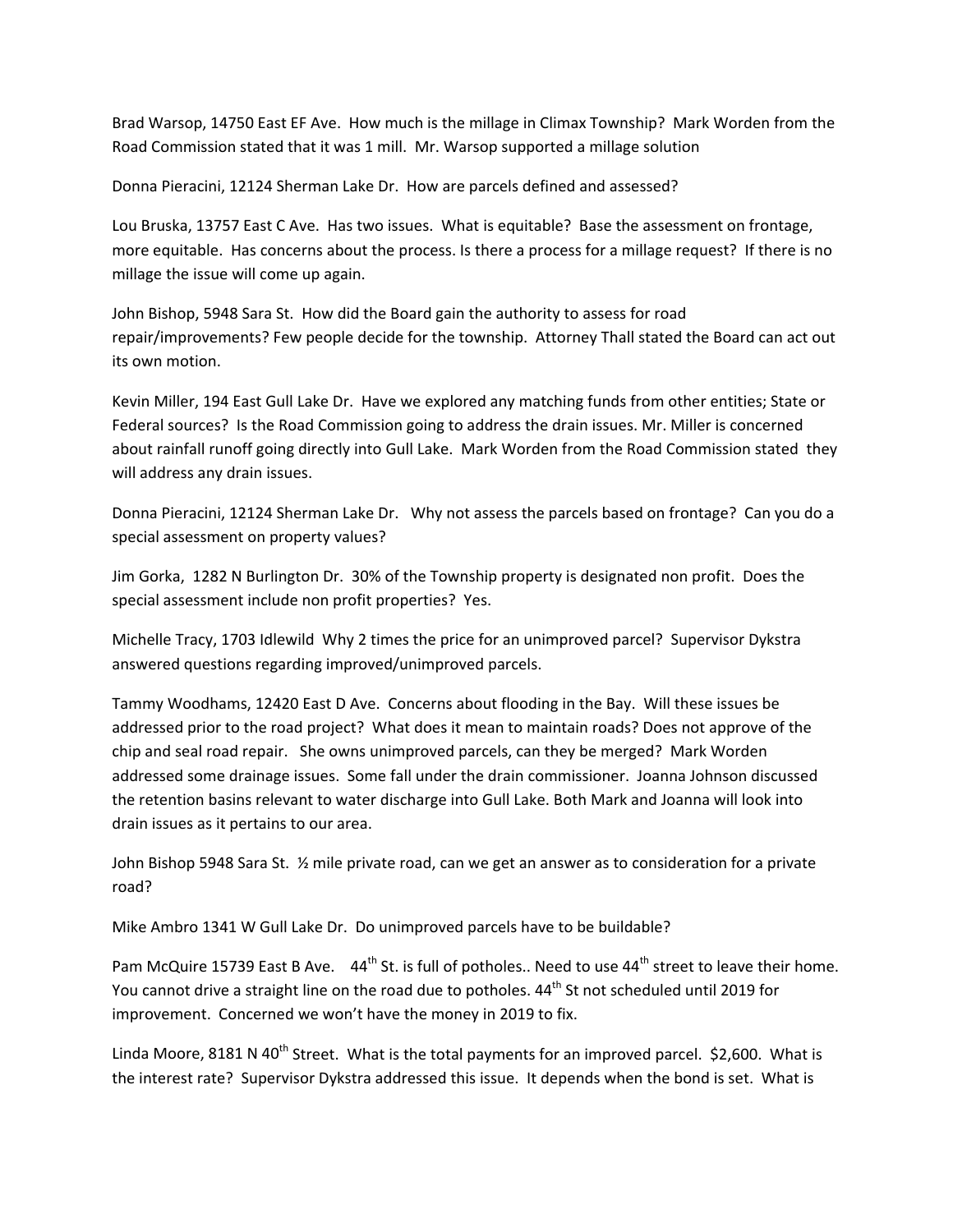Brad Warsop, 14750 East EF Ave. How much is the millage in Climax Township? Mark Worden from the Road Commission stated that it was 1 mill. Mr. Warsop supported a millage solution

Donna Pieracini, 12124 Sherman Lake Dr. How are parcels defined and assessed?

Lou Bruska, 13757 East C Ave. Has two issues. What is equitable? Base the assessment on frontage, more equitable. Has concerns about the process. Is there a process for a millage request? If there is no millage the issue will come up again.

John Bishop, 5948 Sara St. How did the Board gain the authority to assess for road repair/improvements? Few people decide for the township. Attorney Thall stated the Board can act out its own motion.

Kevin Miller, 194 East Gull Lake Dr. Have we explored any matching funds from other entities; State or Federal sources? Is the Road Commission going to address the drain issues. Mr. Miller is concerned about rainfall runoff going directly into Gull Lake. Mark Worden from the Road Commission stated they will address any drain issues.

Donna Pieracini, 12124 Sherman Lake Dr. Why not assess the parcels based on frontage? Can you do a special assessment on property values?

Jim Gorka, 1282 N Burlington Dr. 30% of the Township property is designated non profit. Does the special assessment include non profit properties? Yes.

Michelle Tracy, 1703 Idlewild Why 2 times the price for an unimproved parcel? Supervisor Dykstra answered questions regarding improved/unimproved parcels.

Tammy Woodhams, 12420 East D Ave. Concerns about flooding in the Bay. Will these issues be addressed prior to the road project? What does it mean to maintain roads? Does not approve of the chip and seal road repair. She owns unimproved parcels, can they be merged? Mark Worden addressed some drainage issues. Some fall under the drain commissioner. Joanna Johnson discussed the retention basins relevant to water discharge into Gull Lake. Both Mark and Joanna will look into drain issues as it pertains to our area.

John Bishop 5948 Sara St. ½ mile private road, can we get an answer as to consideration for a private road?

Mike Ambro 1341 W Gull Lake Dr. Do unimproved parcels have to be buildable?

Pam McQuire 15739 East B Ave. 44th St. is full of potholes.. Need to use 44th street to leave their home. You cannot drive a straight line on the road due to potholes. 44th St not scheduled until 2019 for improvement. Concerned we won't have the money in 2019 to fix.

Linda Moore, 8181 N 40th Street. What is the total payments for an improved parcel. $2,600. What is the interest rate? Supervisor Dykstra addressed this issue. It depends when the bond is set. What is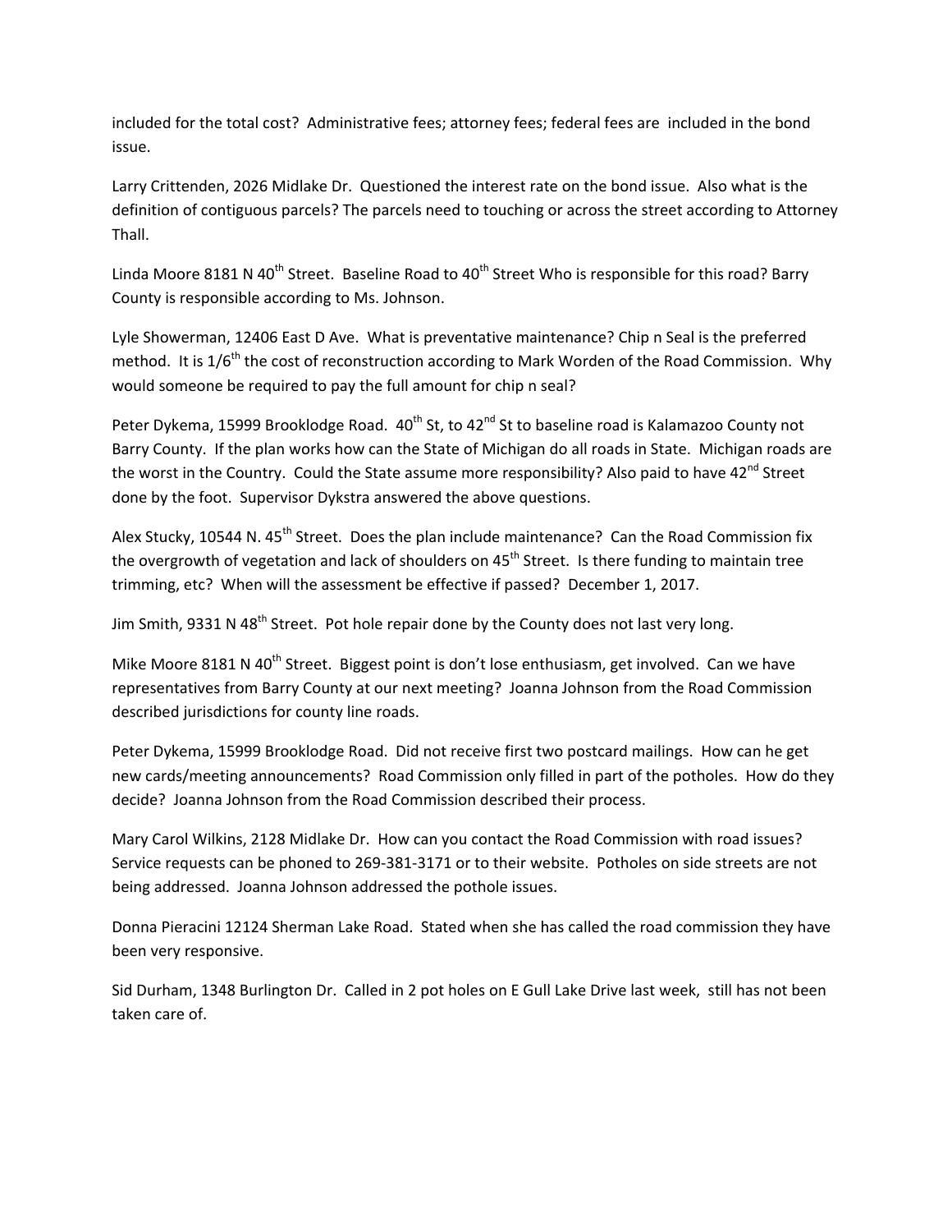included for the total cost? Administrative fees; attorney fees; federal fees are included in the bond issue.

Larry Crittenden, 2026 Midlake Dr. Questioned the interest rate on the bond issue. Also what is the definition of contiguous parcels? The parcels need to touching or across the street according to Attorney Thall.

Linda Moore 8181 N 40th Street. Baseline Road to 40th Street Who is responsible for this road? Barry County is responsible according to Ms. Johnson.

Lyle Showerman, 12406 East D Ave. What is preventative maintenance? Chip n Seal is the preferred method. It is 1/6th the cost of reconstruction according to Mark Worden of the Road Commission. Why would someone be required to pay the full amount for chip n seal?

Peter Dykema, 15999 Brooklodge Road. 40th St, to 42nd St to baseline road is Kalamazoo County not Barry County. If the plan works how can the State of Michigan do all roads in State. Michigan roads are the worst in the Country. Could the State assume more responsibility? Also paid to have 42nd Street done by the foot. Supervisor Dykstra answered the above questions.

Alex Stucky, 10544 N. 45th Street. Does the plan include maintenance? Can the Road Commission fix the overgrowth of vegetation and lack of shoulders on 45th Street. Is there funding to maintain tree trimming, etc? When will the assessment be effective if passed? December 1, 2017.

Jim Smith, 9331 N 48th Street. Pot hole repair done by the County does not last very long.

Mike Moore 8181 N 40th Street. Biggest point is don't lose enthusiasm, get involved. Can we have representatives from Barry County at our next meeting? Joanna Johnson from the Road Commission described jurisdictions for county line roads.

Peter Dykema, 15999 Brooklodge Road. Did not receive first two postcard mailings. How can he get new cards/meeting announcements? Road Commission only filled in part of the potholes. How do they decide? Joanna Johnson from the Road Commission described their process.

Mary Carol Wilkins, 2128 Midlake Dr. How can you contact the Road Commission with road issues? Service requests can be phoned to 269-381-3171 or to their website. Potholes on side streets are not being addressed. Joanna Johnson addressed the pothole issues.

Donna Pieracini 12124 Sherman Lake Road. Stated when she has called the road commission they have been very responsive.

Sid Durham, 1348 Burlington Dr. Called in 2 pot holes on E Gull Lake Drive last week, still has not been taken care of.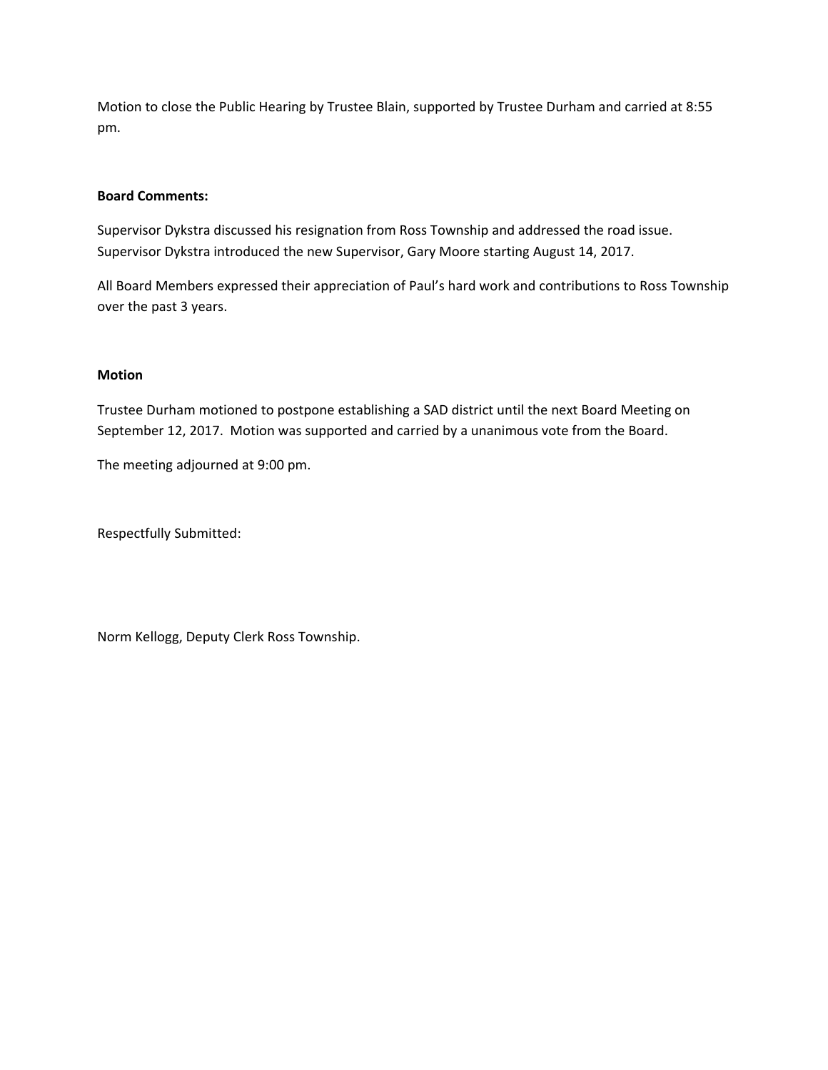Motion to close the Public Hearing by Trustee Blain, supported by Trustee Durham and carried at 8:55 pm.

**Board Comments:**

Supervisor Dykstra discussed his resignation from Ross Township and addressed the road issue. Supervisor Dykstra introduced the new Supervisor, Gary Moore starting August 14, 2017.

All Board Members expressed their appreciation of Paul's hard work and contributions to Ross Township over the past 3 years.

**Motion**

Trustee Durham motioned to postpone establishing a SAD district until the next Board Meeting on September 12, 2017. Motion was supported and carried by a unanimous vote from the Board.

The meeting adjourned at 9:00 pm.

Respectfully Submitted:

Norm Kellogg, Deputy Clerk Ross Township.